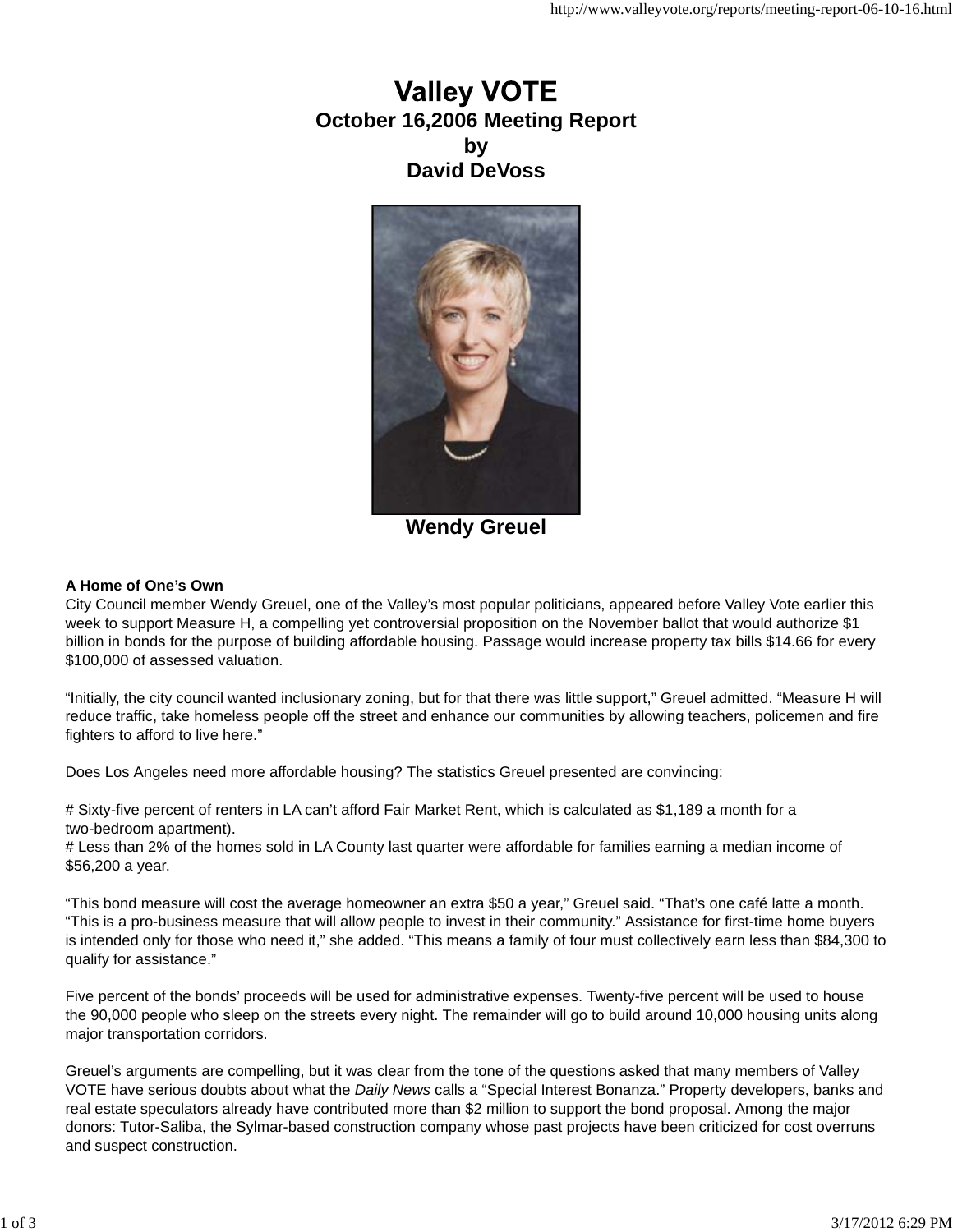# Valley VOTE

## October 16,2006 Meeting Report
## by
## David DeVoss

**Wendy Greuel**

**A Home of One's Own**

City Council member Wendy Greuel, one of the Valley's most popular politicians, appeared before Valley Vote earlier this week to support Measure H, a compelling yet controversial proposition on the November ballot that would authorize $1 billion in bonds for the purpose of building affordable housing. Passage would increase property tax bills $14.66 for every $100,000 of assessed valuation.

"Initially, the city council wanted inclusionary zoning, but for that there was little support," Greuel admitted. "Measure H will reduce traffic, take homeless people off the street and enhance our communities by allowing teachers, policemen and fire fighters to afford to live here."

Does Los Angeles need more affordable housing? The statistics Greuel presented are convincing:

# Sixty-five percent of renters in LA can't afford Fair Market Rent, which is calculated as $1,189 a month for a two-bedroom apartment).
# Less than 2% of the homes sold in LA County last quarter were affordable for families earning a median income of $56,200 a year.

"This bond measure will cost the average homeowner an extra $50 a year," Greuel said. "That's one café latte a month. "This is a pro-business measure that will allow people to invest in their community." Assistance for first-time home buyers is intended only for those who need it," she added. "This means a family of four must collectively earn less than $84,300 to qualify for assistance."

Five percent of the bonds' proceeds will be used for administrative expenses. Twenty-five percent will be used to house the 90,000 people who sleep on the streets every night. The remainder will go to build around 10,000 housing units along major transportation corridors.

Greuel's arguments are compelling, but it was clear from the tone of the questions asked that many members of Valley VOTE have serious doubts about what the *Daily News* calls a "Special Interest Bonanza." Property developers, banks and real estate speculators already have contributed more than $2 million to support the bond proposal. Among the major donors: Tutor-Saliba, the Sylmar-based construction company whose past projects have been criticized for cost overruns and suspect construction.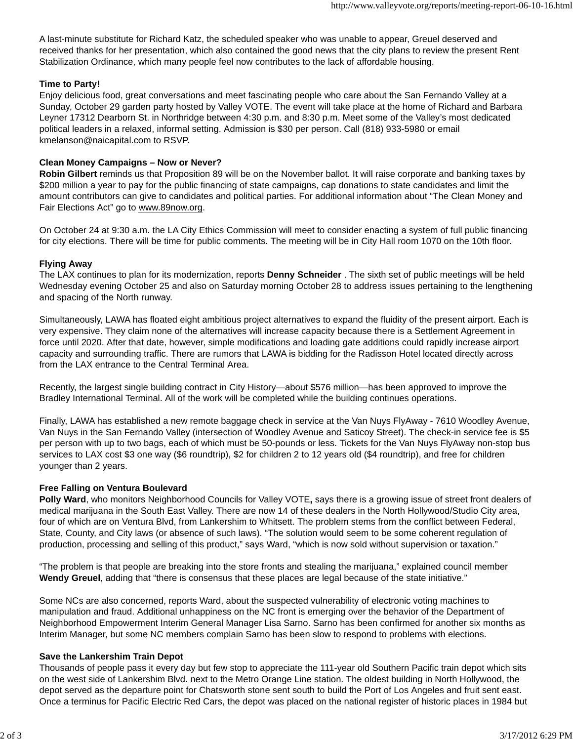A last-minute substitute for Richard Katz, the scheduled speaker who was unable to appear, Greuel deserved and received thanks for her presentation, which also contained the good news that the city plans to review the present Rent Stabilization Ordinance, which many people feel now contributes to the lack of affordable housing.

**Time to Party!**

Enjoy delicious food, great conversations and meet fascinating people who care about the San Fernando Valley at a Sunday, October 29 garden party hosted by Valley VOTE. The event will take place at the home of Richard and Barbara Leyner 17312 Dearborn St. in Northridge between 4:30 p.m. and 8:30 p.m. Meet some of the Valley's most dedicated political leaders in a relaxed, informal setting. Admission is $30 per person. Call (818) 933-5980 or email kmelanson@naicapital.com to RSVP.

**Clean Money Campaigns – Now or Never?**

**Robin Gilbert** reminds us that Proposition 89 will be on the November ballot. It will raise corporate and banking taxes by $200 million a year to pay for the public financing of state campaigns, cap donations to state candidates and limit the amount contributors can give to candidates and political parties. For additional information about "The Clean Money and Fair Elections Act" go to www.89now.org.

On October 24 at 9:30 a.m. the LA City Ethics Commission will meet to consider enacting a system of full public financing for city elections. There will be time for public comments. The meeting will be in City Hall room 1070 on the 10th floor.

**Flying Away**

The LAX continues to plan for its modernization, reports **Denny Schneider** . The sixth set of public meetings will be held Wednesday evening October 25 and also on Saturday morning October 28 to address issues pertaining to the lengthening and spacing of the North runway.

Simultaneously, LAWA has floated eight ambitious project alternatives to expand the fluidity of the present airport. Each is very expensive. They claim none of the alternatives will increase capacity because there is a Settlement Agreement in force until 2020. After that date, however, simple modifications and loading gate additions could rapidly increase airport capacity and surrounding traffic. There are rumors that LAWA is bidding for the Radisson Hotel located directly across from the LAX entrance to the Central Terminal Area.

Recently, the largest single building contract in City History—about $576 million—has been approved to improve the Bradley International Terminal. All of the work will be completed while the building continues operations.

Finally, LAWA has established a new remote baggage check in service at the Van Nuys FlyAway - 7610 Woodley Avenue, Van Nuys in the San Fernando Valley (intersection of Woodley Avenue and Saticoy Street). The check-in service fee is $5 per person with up to two bags, each of which must be 50-pounds or less. Tickets for the Van Nuys FlyAway non-stop bus services to LAX cost $3 one way ($6 roundtrip), $2 for children 2 to 12 years old ($4 roundtrip), and free for children younger than 2 years.

**Free Falling on Ventura Boulevard**

**Polly Ward**, who monitors Neighborhood Councils for Valley VOTE**,** says there is a growing issue of street front dealers of medical marijuana in the South East Valley. There are now 14 of these dealers in the North Hollywood/Studio City area, four of which are on Ventura Blvd, from Lankershim to Whitsett. The problem stems from the conflict between Federal, State, County, and City laws (or absence of such laws). "The solution would seem to be some coherent regulation of production, processing and selling of this product," says Ward, "which is now sold without supervision or taxation."

"The problem is that people are breaking into the store fronts and stealing the marijuana," explained council member **Wendy Greuel**, adding that "there is consensus that these places are legal because of the state initiative."

Some NCs are also concerned, reports Ward, about the suspected vulnerability of electronic voting machines to manipulation and fraud. Additional unhappiness on the NC front is emerging over the behavior of the Department of Neighborhood Empowerment Interim General Manager Lisa Sarno. Sarno has been confirmed for another six months as Interim Manager, but some NC members complain Sarno has been slow to respond to problems with elections.

**Save the Lankershim Train Depot**

Thousands of people pass it every day but few stop to appreciate the 111-year old Southern Pacific train depot which sits on the west side of Lankershim Blvd. next to the Metro Orange Line station. The oldest building in North Hollywood, the depot served as the departure point for Chatsworth stone sent south to build the Port of Los Angeles and fruit sent east. Once a terminus for Pacific Electric Red Cars, the depot was placed on the national register of historic places in 1984 but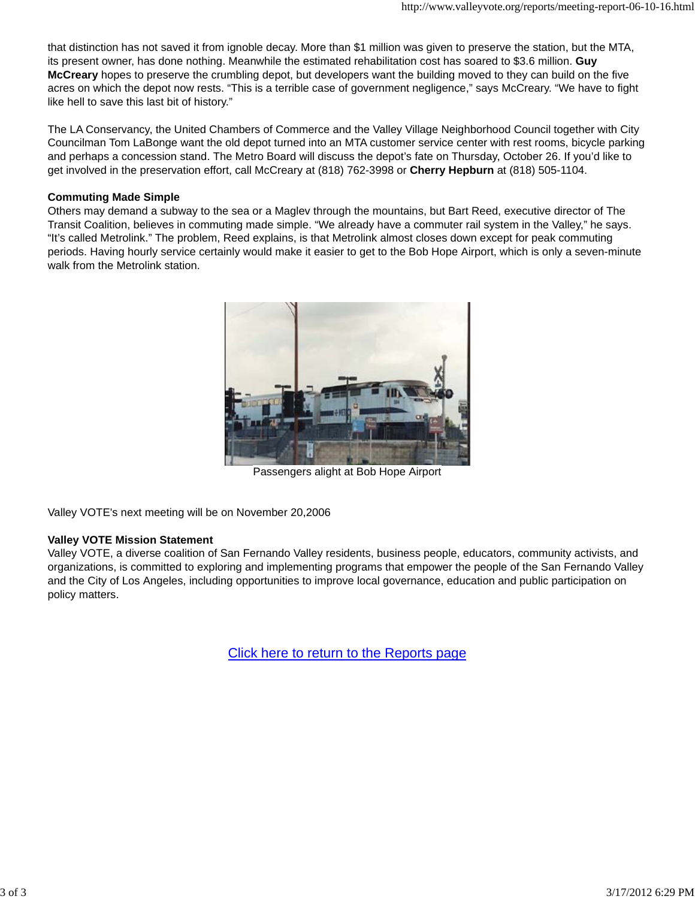that distinction has not saved it from ignoble decay. More than $1 million was given to preserve the station, but the MTA, its present owner, has done nothing. Meanwhile the estimated rehabilitation cost has soared to $3.6 million. **Guy McCreary** hopes to preserve the crumbling depot, but developers want the building moved to they can build on the five acres on which the depot now rests. “This is a terrible case of government negligence,” says McCreary. “We have to fight like hell to save this last bit of history.”

The LA Conservancy, the United Chambers of Commerce and the Valley Village Neighborhood Council together with City Councilman Tom LaBonge want the old depot turned into an MTA customer service center with rest rooms, bicycle parking and perhaps a concession stand. The Metro Board will discuss the depot’s fate on Thursday, October 26. If you’d like to get involved in the preservation effort, call McCreary at (818) 762-3998 or **Cherry Hepburn** at (818) 505-1104.

**Commuting Made Simple**
Others may demand a subway to the sea or a Maglev through the mountains, but Bart Reed, executive director of The Transit Coalition, believes in commuting made simple. “We already have a commuter rail system in the Valley,” he says. “It’s called Metrolink.” The problem, Reed explains, is that Metrolink almost closes down except for peak commuting periods. Having hourly service certainly would make it easier to get to the Bob Hope Airport, which is only a seven-minute walk from the Metrolink station.

Passengers alight at Bob Hope Airport

Valley VOTE's next meeting will be on November 20,2006

**Valley VOTE Mission Statement**
Valley VOTE, a diverse coalition of San Fernando Valley residents, business people, educators, community activists, and organizations, is committed to exploring and implementing programs that empower the people of the San Fernando Valley and the City of Los Angeles, including opportunities to improve local governance, education and public participation on policy matters.

Click here to return to the Reports page